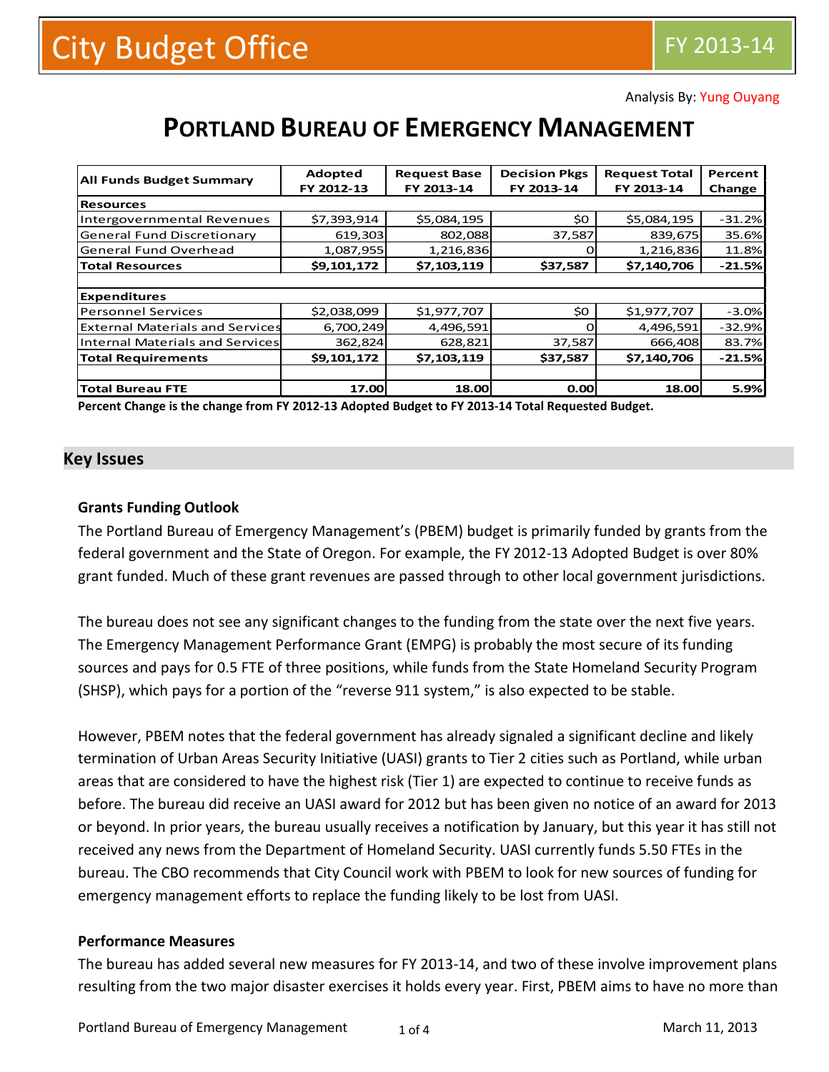# City Budget Office

FY 2013-14

Analysis By: Yung Ouyang

# PORTLAND BUREAU OF EMERGENCY MANAGEMENT

| All Funds Budget Summary | Adopted FY 2012-13 | Request Base FY 2013-14 | Decision Pkgs FY 2013-14 | Request Total FY 2013-14 | Percent Change |
|---|---|---|---|---|---|
| **Resources** | | | | | |
| Intergovernmental Revenues | $7,393,914 | $5,084,195 | $0 | $5,084,195 | -31.2% |
| General Fund Discretionary | 619,303 | 802,088 | 37,587 | 839,675 | 35.6% |
| General Fund Overhead | 1,087,955 | 1,216,836 | 0 | 1,216,836 | 11.8% |
| **Total Resources** | **$9,101,172** | **$7,103,119** | **$37,587** | **$7,140,706** | **-21.5%** |
| | | | | | |
| **Expenditures** | | | | | |
| Personnel Services | $2,038,099 | $1,977,707 | $0 | $1,977,707 | -3.0% |
| External Materials and Services | 6,700,249 | 4,496,591 | 0 | 4,496,591 | -32.9% |
| Internal Materials and Services | 362,824 | 628,821 | 37,587 | 666,408 | 83.7% |
| **Total Requirements** | **$9,101,172** | **$7,103,119** | **$37,587** | **$7,140,706** | **-21.5%** |
| | | | | | |
| **Total Bureau FTE** | **17.00** | **18.00** | **0.00** | **18.00** | **5.9%** |

**Percent Change is the change from FY 2012-13 Adopted Budget to FY 2013-14 Total Requested Budget.**

## Key Issues

### Grants Funding Outlook

The Portland Bureau of Emergency Management's (PBEM) budget is primarily funded by grants from the federal government and the State of Oregon. For example, the FY 2012-13 Adopted Budget is over 80% grant funded. Much of these grant revenues are passed through to other local government jurisdictions.

The bureau does not see any significant changes to the funding from the state over the next five years. The Emergency Management Performance Grant (EMPG) is probably the most secure of its funding sources and pays for 0.5 FTE of three positions, while funds from the State Homeland Security Program (SHSP), which pays for a portion of the "reverse 911 system," is also expected to be stable.

However, PBEM notes that the federal government has already signaled a significant decline and likely termination of Urban Areas Security Initiative (UASI) grants to Tier 2 cities such as Portland, while urban areas that are considered to have the highest risk (Tier 1) are expected to continue to receive funds as before. The bureau did receive an UASI award for 2012 but has been given no notice of an award for 2013 or beyond. In prior years, the bureau usually receives a notification by January, but this year it has still not received any news from the Department of Homeland Security. UASI currently funds 5.50 FTEs in the bureau. The CBO recommends that City Council work with PBEM to look for new sources of funding for emergency management efforts to replace the funding likely to be lost from UASI.

### Performance Measures

The bureau has added several new measures for FY 2013-14, and two of these involve improvement plans resulting from the two major disaster exercises it holds every year. First, PBEM aims to have no more than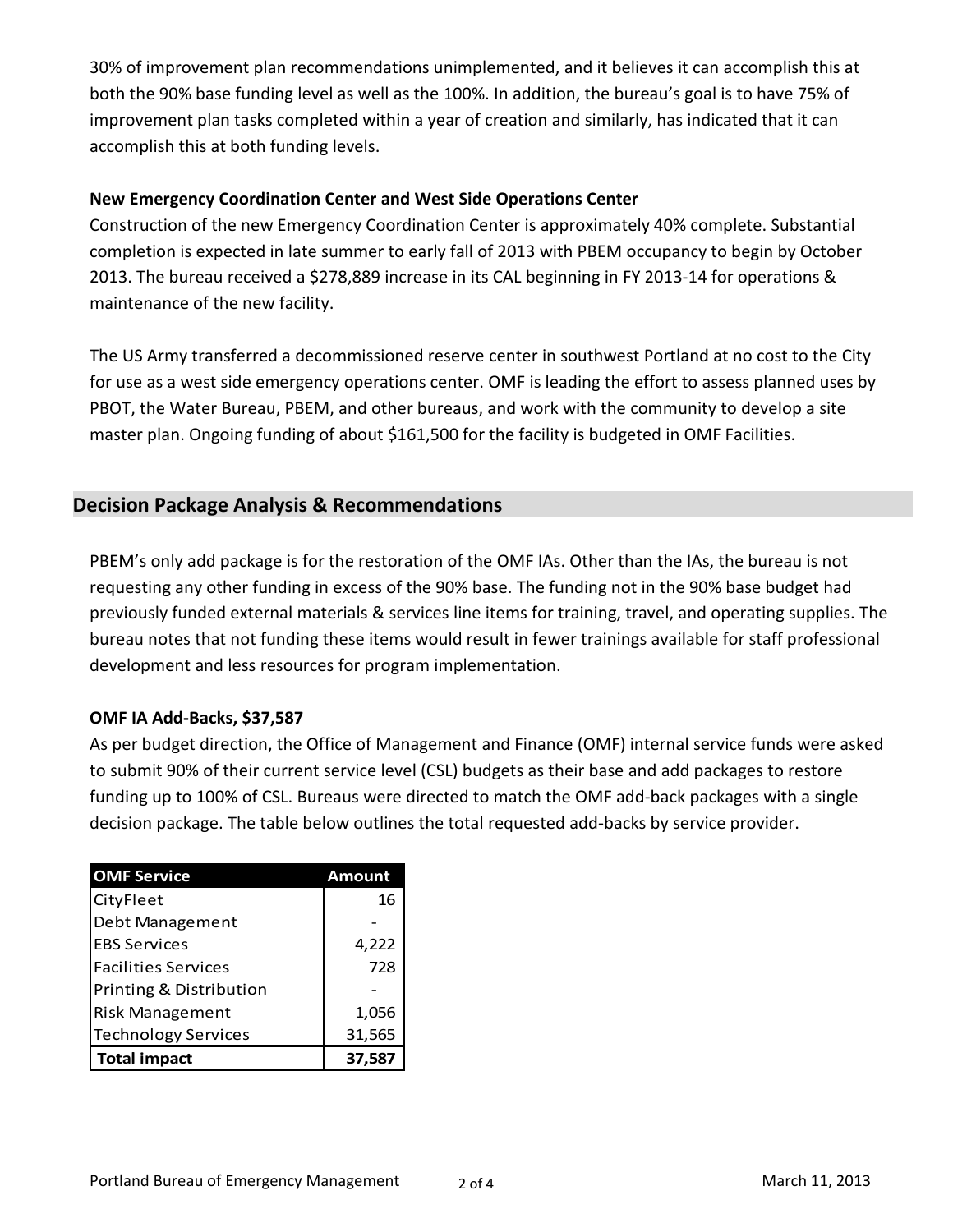30% of improvement plan recommendations unimplemented, and it believes it can accomplish this at both the 90% base funding level as well as the 100%. In addition, the bureau's goal is to have 75% of improvement plan tasks completed within a year of creation and similarly, has indicated that it can accomplish this at both funding levels.

**New Emergency Coordination Center and West Side Operations Center**

Construction of the new Emergency Coordination Center is approximately 40% complete. Substantial completion is expected in late summer to early fall of 2013 with PBEM occupancy to begin by October 2013. The bureau received a $278,889 increase in its CAL beginning in FY 2013-14 for operations & maintenance of the new facility.

The US Army transferred a decommissioned reserve center in southwest Portland at no cost to the City for use as a west side emergency operations center. OMF is leading the effort to assess planned uses by PBOT, the Water Bureau, PBEM, and other bureaus, and work with the community to develop a site master plan. Ongoing funding of about $161,500 for the facility is budgeted in OMF Facilities.

## Decision Package Analysis & Recommendations

PBEM's only add package is for the restoration of the OMF IAs. Other than the IAs, the bureau is not requesting any other funding in excess of the 90% base. The funding not in the 90% base budget had previously funded external materials & services line items for training, travel, and operating supplies. The bureau notes that not funding these items would result in fewer trainings available for staff professional development and less resources for program implementation.

**OMF IA Add-Backs, $37,587**

As per budget direction, the Office of Management and Finance (OMF) internal service funds were asked to submit 90% of their current service level (CSL) budgets as their base and add packages to restore funding up to 100% of CSL. Bureaus were directed to match the OMF add-back packages with a single decision package. The table below outlines the total requested add-backs by service provider.

| OMF Service | Amount |
|---|---|
| CityFleet | 16 |
| Debt Management | - |
| EBS Services | 4,222 |
| Facilities Services | 728 |
| Printing & Distribution | - |
| Risk Management | 1,056 |
| Technology Services | 31,565 |
| **Total impact** | **37,587** |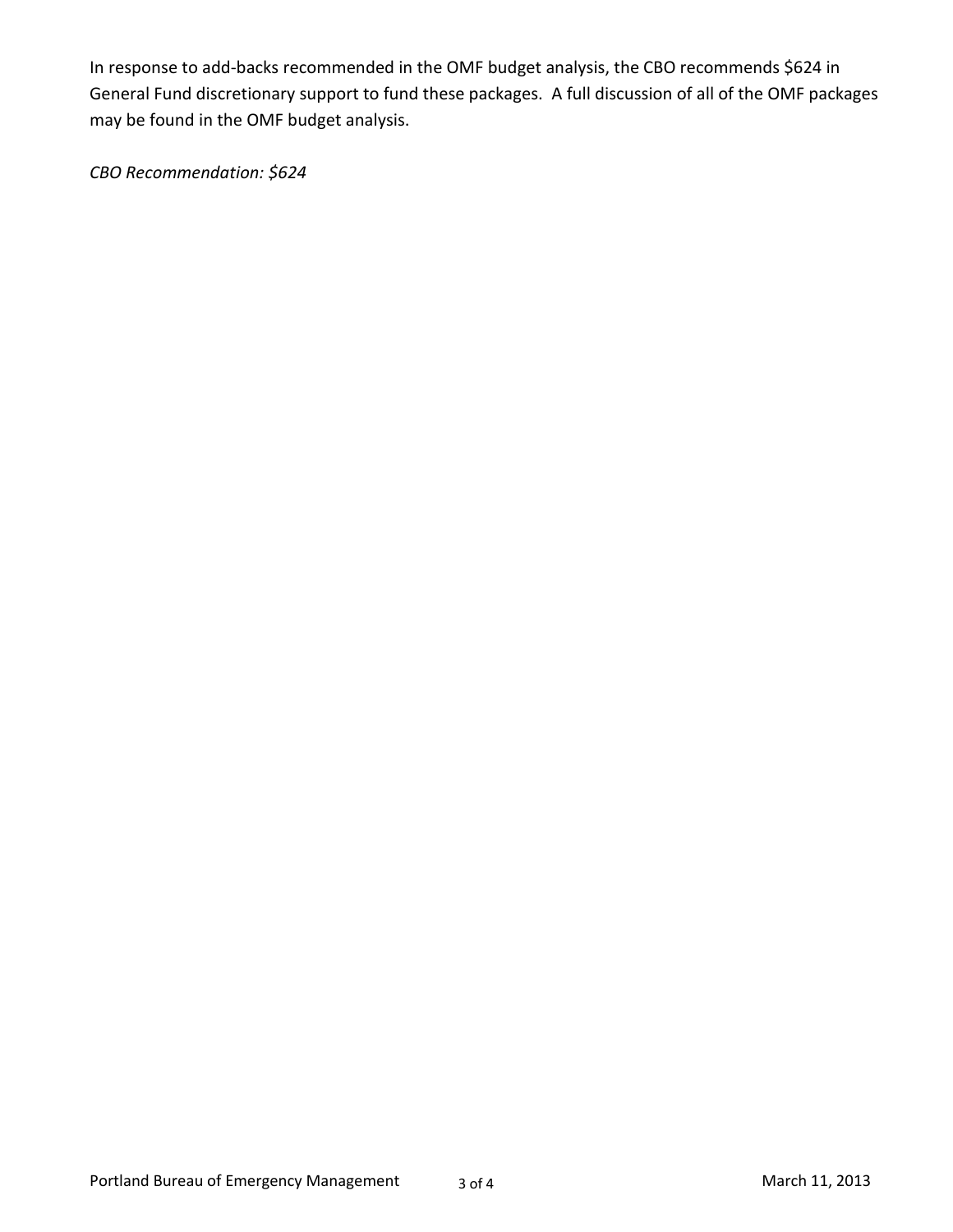In response to add-backs recommended in the OMF budget analysis, the CBO recommends $624 in General Fund discretionary support to fund these packages. A full discussion of all of the OMF packages may be found in the OMF budget analysis.

*CBO Recommendation: $624*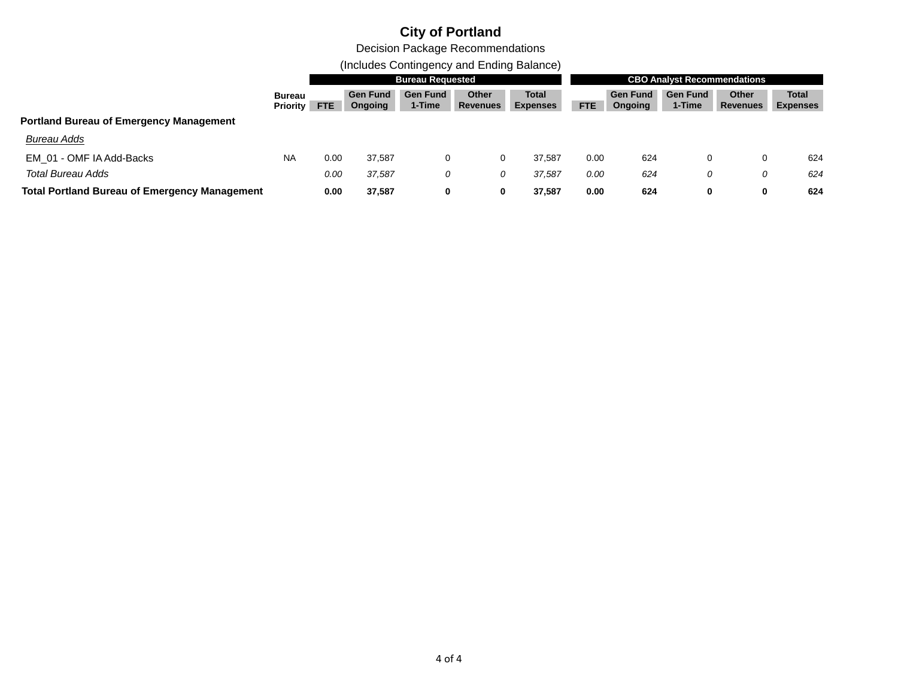# City of Portland

Decision Package Recommendations

(Includes Contingency and Ending Balance)

| | | Bureau Requested | | | | | CBO Analyst Recommendations | | | | |
|---|---|---|---|---|---|---|---|---|---|---|---|
| | Bureau Priority | FTE | Gen Fund Ongoing | Gen Fund 1-Time | Other Revenues | Total Expenses | FTE | Gen Fund Ongoing | Gen Fund 1-Time | Other Revenues | Total Expenses |
| **Portland Bureau of Emergency Management** | | | | | | | | | | | |
| *Bureau Adds* | | | | | | | | | | | |
| EM_01 - OMF IA Add-Backs | NA | 0.00 | 37,587 | 0 | 0 | 37,587 | 0.00 | 624 | 0 | 0 | 624 |
| *Total Bureau Adds* | | *0.00* | *37,587* | *0* | *0* | *37,587* | *0.00* | *624* | *0* | *0* | *624* |
| **Total Portland Bureau of Emergency Management** | | **0.00** | **37,587** | **0** | **0** | **37,587** | **0.00** | **624** | **0** | **0** | **624** |